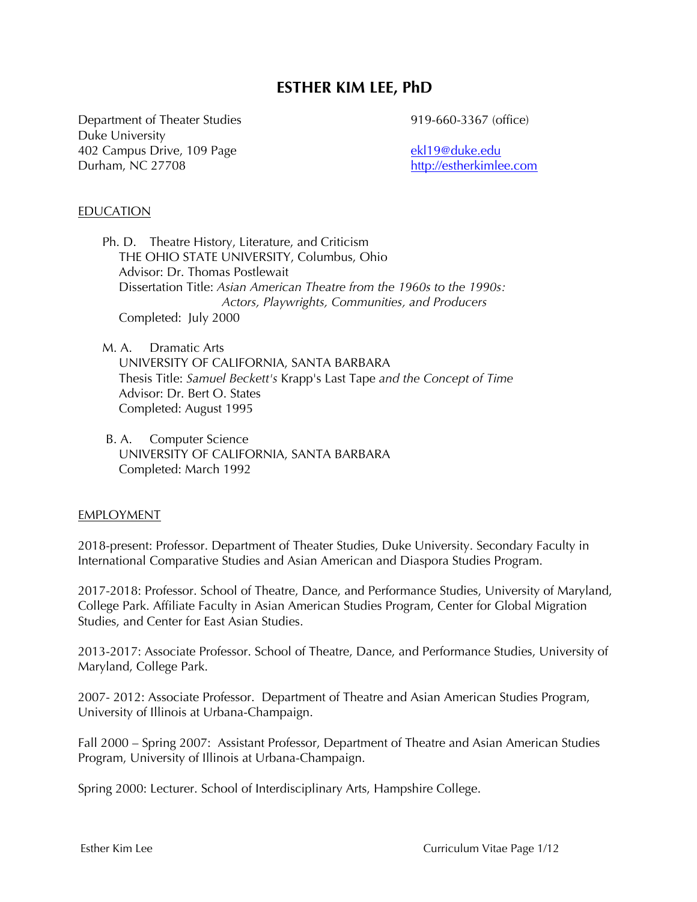# ESTHER KIM LEE, PhD

Department of Theater Studies
Duke University
402 Campus Drive, 109 Page
Durham, NC 27708

919-660-3367 (office)

[ekl19@duke.edu](mailto:ekl19@duke.edu)
[http://estherkimlee.com](http://estherkimlee.com)

## EDUCATION

Ph. D. Theatre History, Literature, and Criticism
THE OHIO STATE UNIVERSITY, Columbus, Ohio
Advisor: Dr. Thomas Postlewait
Dissertation Title: *Asian American Theatre from the 1960s to the 1990s: Actors, Playwrights, Communities, and Producers*
Completed: July 2000

M. A. Dramatic Arts
UNIVERSITY OF CALIFORNIA, SANTA BARBARA
Thesis Title: *Samuel Beckett's* Krapp's Last Tape *and the Concept of Time*
Advisor: Dr. Bert O. States
Completed: August 1995

B. A. Computer Science
UNIVERSITY OF CALIFORNIA, SANTA BARBARA
Completed: March 1992

## EMPLOYMENT

2018-present: Professor. Department of Theater Studies, Duke University. Secondary Faculty in International Comparative Studies and Asian American and Diaspora Studies Program.

2017-2018: Professor. School of Theatre, Dance, and Performance Studies, University of Maryland, College Park. Affiliate Faculty in Asian American Studies Program, Center for Global Migration Studies, and Center for East Asian Studies.

2013-2017: Associate Professor. School of Theatre, Dance, and Performance Studies, University of Maryland, College Park.

2007- 2012: Associate Professor. Department of Theatre and Asian American Studies Program, University of Illinois at Urbana-Champaign.

Fall 2000 – Spring 2007: Assistant Professor, Department of Theatre and Asian American Studies Program, University of Illinois at Urbana-Champaign.

Spring 2000: Lecturer. School of Interdisciplinary Arts, Hampshire College.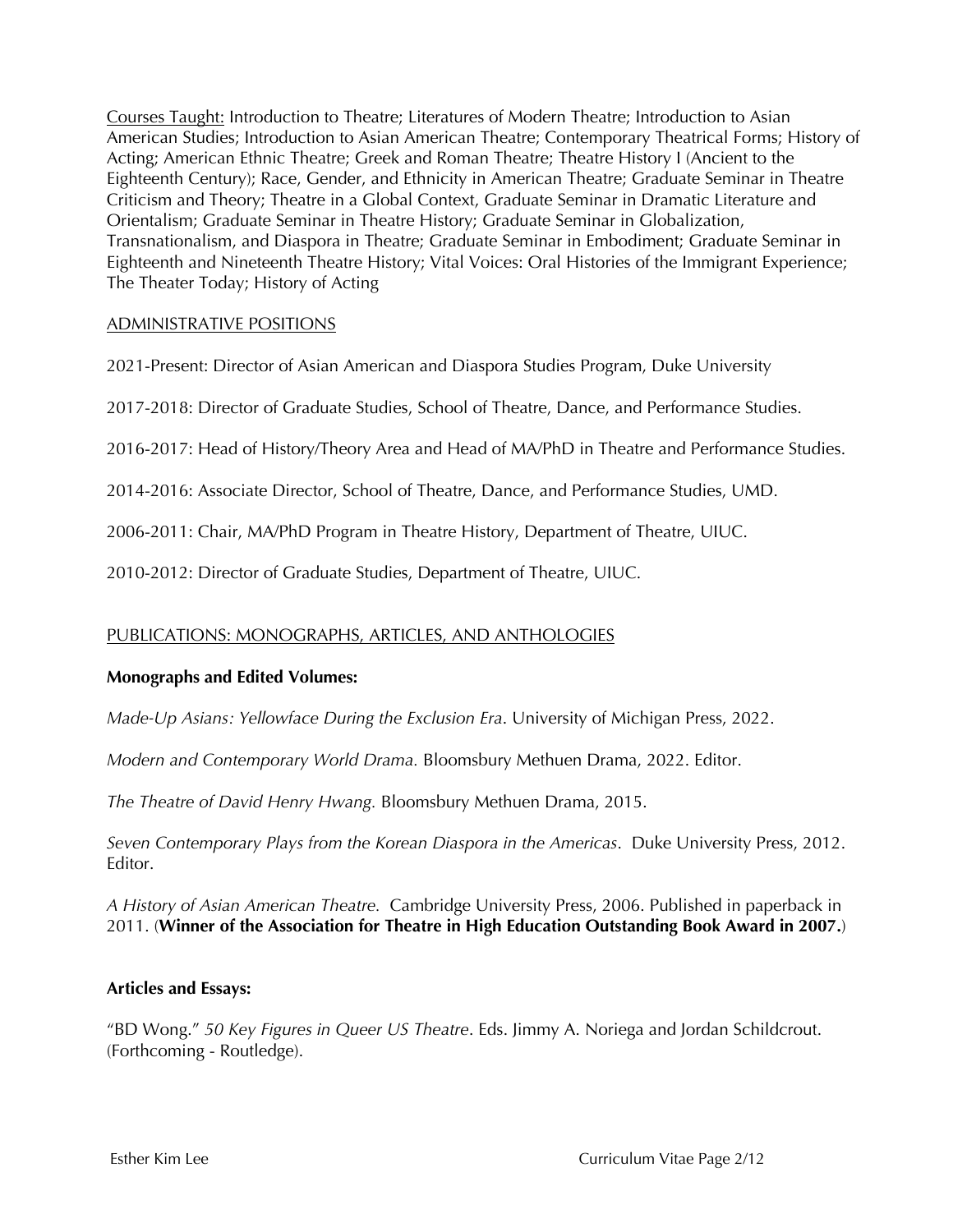<u>Courses Taught:</u> Introduction to Theatre; Literatures of Modern Theatre; Introduction to Asian American Studies; Introduction to Asian American Theatre; Contemporary Theatrical Forms; History of Acting; American Ethnic Theatre; Greek and Roman Theatre; Theatre History I (Ancient to the Eighteenth Century); Race, Gender, and Ethnicity in American Theatre; Graduate Seminar in Theatre Criticism and Theory; Theatre in a Global Context, Graduate Seminar in Dramatic Literature and Orientalism; Graduate Seminar in Theatre History; Graduate Seminar in Globalization, Transnationalism, and Diaspora in Theatre; Graduate Seminar in Embodiment; Graduate Seminar in Eighteenth and Nineteenth Theatre History; Vital Voices: Oral Histories of the Immigrant Experience; The Theater Today; History of Acting

## ADMINISTRATIVE POSITIONS

2021-Present: Director of Asian American and Diaspora Studies Program, Duke University

2017-2018: Director of Graduate Studies, School of Theatre, Dance, and Performance Studies.

2016-2017: Head of History/Theory Area and Head of MA/PhD in Theatre and Performance Studies.

2014-2016: Associate Director, School of Theatre, Dance, and Performance Studies, UMD.

2006-2011: Chair, MA/PhD Program in Theatre History, Department of Theatre, UIUC.

2010-2012: Director of Graduate Studies, Department of Theatre, UIUC.

## PUBLICATIONS: MONOGRAPHS, ARTICLES, AND ANTHOLOGIES

### Monographs and Edited Volumes:

*Made-Up Asians: Yellowface During the Exclusion Era*. University of Michigan Press, 2022.

*Modern and Contemporary World Drama.* Bloomsbury Methuen Drama, 2022. Editor.

*The Theatre of David Henry Hwang.* Bloomsbury Methuen Drama, 2015.

*Seven Contemporary Plays from the Korean Diaspora in the Americas*. Duke University Press, 2012. Editor.

*A History of Asian American Theatre.* Cambridge University Press, 2006. Published in paperback in 2011. (**Winner of the Association for Theatre in High Education Outstanding Book Award in 2007.**)

### Articles and Essays:

"BD Wong." *50 Key Figures in Queer US Theatre*. Eds. Jimmy A. Noriega and Jordan Schildcrout. (Forthcoming - Routledge).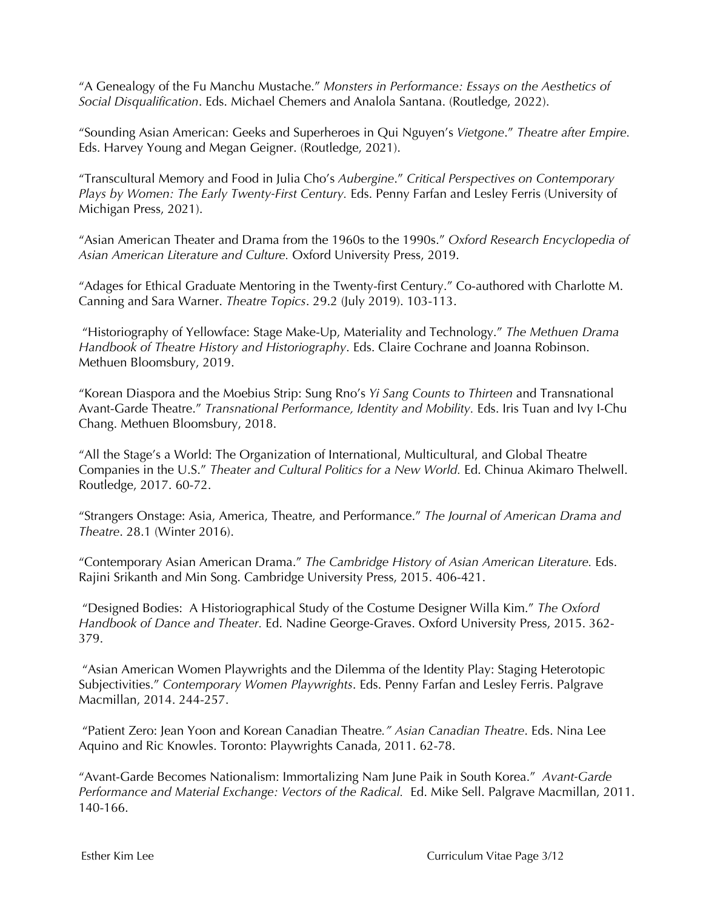"A Genealogy of the Fu Manchu Mustache." *Monsters in Performance: Essays on the Aesthetics of Social Disqualification*. Eds. Michael Chemers and Analola Santana. (Routledge, 2022).

"Sounding Asian American: Geeks and Superheroes in Qui Nguyen's *Vietgone*." *Theatre after Empire.* Eds. Harvey Young and Megan Geigner. (Routledge, 2021).

"Transcultural Memory and Food in Julia Cho's *Aubergine*." *Critical Perspectives on Contemporary Plays by Women: The Early Twenty-First Century.* Eds. Penny Farfan and Lesley Ferris (University of Michigan Press, 2021).

"Asian American Theater and Drama from the 1960s to the 1990s." *Oxford Research Encyclopedia of Asian American Literature and Culture.* Oxford University Press, 2019.

"Adages for Ethical Graduate Mentoring in the Twenty-first Century." Co-authored with Charlotte M. Canning and Sara Warner. *Theatre Topics*. 29.2 (July 2019). 103-113.

"Historiography of Yellowface: Stage Make-Up, Materiality and Technology." *The Methuen Drama Handbook of Theatre History and Historiography*. Eds. Claire Cochrane and Joanna Robinson. Methuen Bloomsbury, 2019.

"Korean Diaspora and the Moebius Strip: Sung Rno's *Yi Sang Counts to Thirteen* and Transnational Avant-Garde Theatre." *Transnational Performance, Identity and Mobility.* Eds. Iris Tuan and Ivy I-Chu Chang. Methuen Bloomsbury, 2018.

"All the Stage's a World: The Organization of International, Multicultural, and Global Theatre Companies in the U.S." *Theater and Cultural Politics for a New World.* Ed. Chinua Akimaro Thelwell. Routledge, 2017. 60-72.

"Strangers Onstage: Asia, America, Theatre, and Performance." *The Journal of American Drama and Theatre*. 28.1 (Winter 2016).

"Contemporary Asian American Drama." *The Cambridge History of Asian American Literature.* Eds. Rajini Srikanth and Min Song. Cambridge University Press, 2015. 406-421.

"Designed Bodies: A Historiographical Study of the Costume Designer Willa Kim." *The Oxford Handbook of Dance and Theater.* Ed. Nadine George-Graves. Oxford University Press, 2015. 362-379.

"Asian American Women Playwrights and the Dilemma of the Identity Play: Staging Heterotopic Subjectivities." *Contemporary Women Playwrights*. Eds. Penny Farfan and Lesley Ferris. Palgrave Macmillan, 2014. 244-257.

"Patient Zero: Jean Yoon and Korean Canadian Theatre." *Asian Canadian Theatre*. Eds. Nina Lee Aquino and Ric Knowles. Toronto: Playwrights Canada, 2011. 62-78.

"Avant-Garde Becomes Nationalism: Immortalizing Nam June Paik in South Korea." *Avant-Garde Performance and Material Exchange: Vectors of the Radical.* Ed. Mike Sell. Palgrave Macmillan, 2011. 140-166.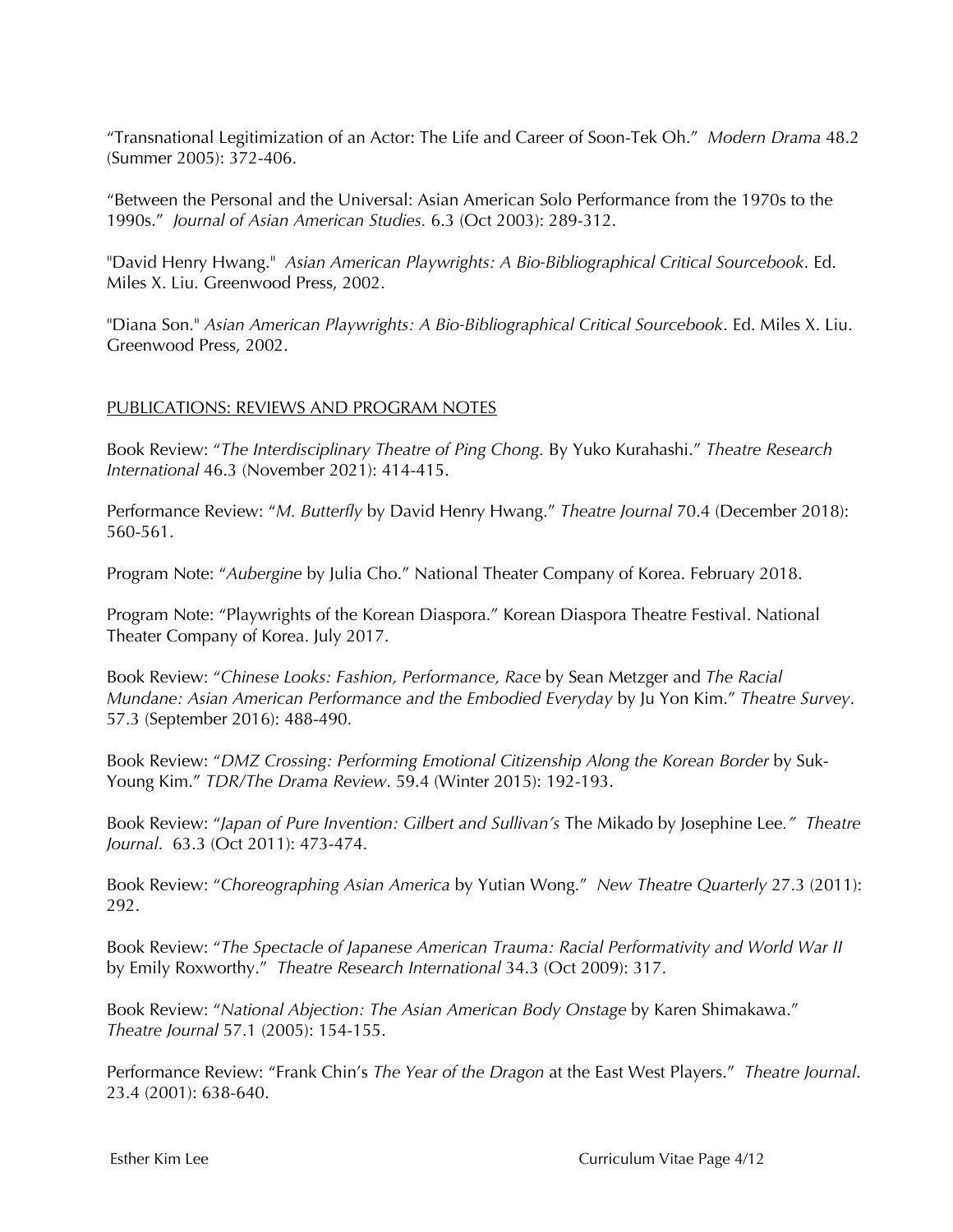"Transnational Legitimization of an Actor: The Life and Career of Soon-Tek Oh." *Modern Drama* 48.2 (Summer 2005): 372-406.

"Between the Personal and the Universal: Asian American Solo Performance from the 1970s to the 1990s." *Journal of Asian American Studies*. 6.3 (Oct 2003): 289-312.

"David Henry Hwang." *Asian American Playwrights: A Bio-Bibliographical Critical Sourcebook*. Ed. Miles X. Liu. Greenwood Press, 2002.

"Diana Son." *Asian American Playwrights: A Bio-Bibliographical Critical Sourcebook*. Ed. Miles X. Liu. Greenwood Press, 2002.

## PUBLICATIONS: REVIEWS AND PROGRAM NOTES

Book Review: "*The Interdisciplinary Theatre of Ping Chong.* By Yuko Kurahashi." *Theatre Research International* 46.3 (November 2021): 414-415.

Performance Review: "*M. Butterfly* by David Henry Hwang." *Theatre Journal* 70.4 (December 2018): 560-561.

Program Note: "*Aubergine* by Julia Cho." National Theater Company of Korea. February 2018.

Program Note: "Playwrights of the Korean Diaspora." Korean Diaspora Theatre Festival. National Theater Company of Korea. July 2017.

Book Review: "*Chinese Looks: Fashion, Performance, Race* by Sean Metzger and *The Racial Mundane: Asian American Performance and the Embodied Everyday* by Ju Yon Kim." *Theatre Survey*. 57.3 (September 2016): 488-490.

Book Review: "*DMZ Crossing: Performing Emotional Citizenship Along the Korean Border* by Suk-Young Kim." *TDR/The Drama Review*. 59.4 (Winter 2015): 192-193.

Book Review: "*Japan of Pure Invention: Gilbert and Sullivan's* The Mikado by Josephine Lee." *Theatre Journal*. 63.3 (Oct 2011): 473-474.

Book Review: "*Choreographing Asian America* by Yutian Wong." *New Theatre Quarterly* 27.3 (2011): 292.

Book Review: "*The Spectacle of Japanese American Trauma: Racial Performativity and World War II* by Emily Roxworthy." *Theatre Research International* 34.3 (Oct 2009): 317.

Book Review: "*National Abjection: The Asian American Body Onstage* by Karen Shimakawa." *Theatre Journal* 57.1 (2005): 154-155.

Performance Review: "Frank Chin's *The Year of the Dragon* at the East West Players." *Theatre Journal*. 23.4 (2001): 638-640.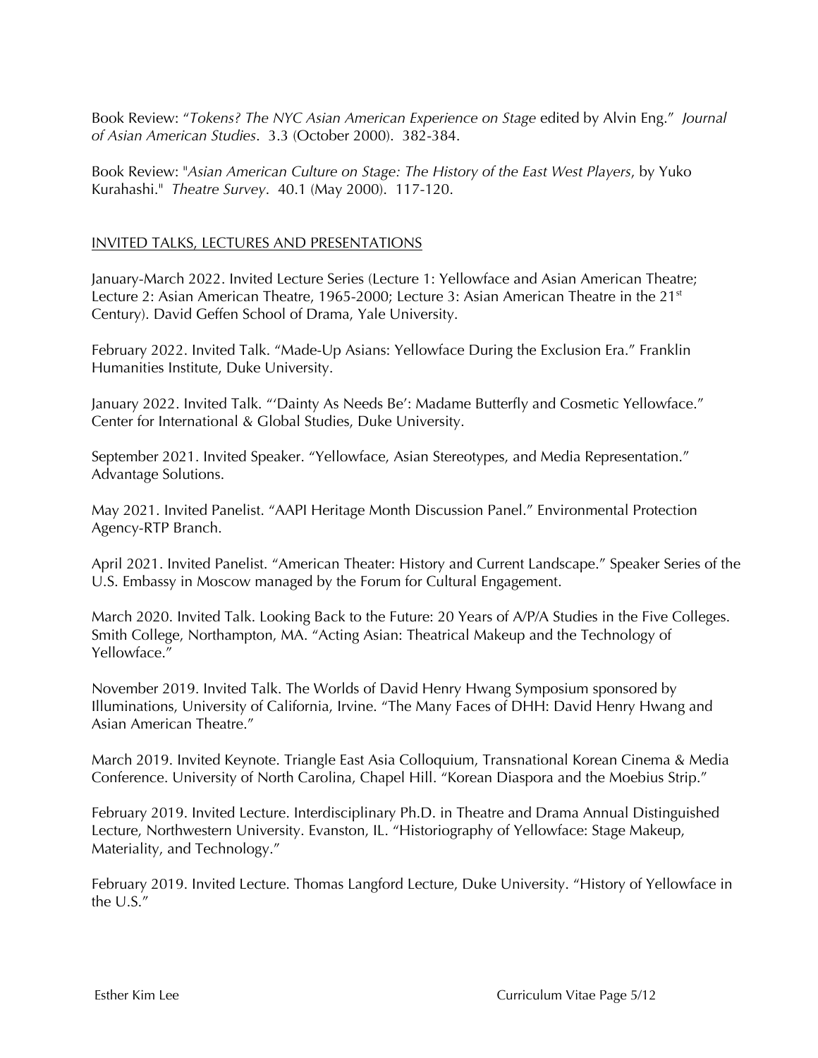Book Review: "*Tokens? The NYC Asian American Experience on Stage* edited by Alvin Eng." *Journal of Asian American Studies*. 3.3 (October 2000). 382-384.

Book Review: "*Asian American Culture on Stage: The History of the East West Players*, by Yuko Kurahashi." *Theatre Survey*. 40.1 (May 2000). 117-120.

## INVITED TALKS, LECTURES AND PRESENTATIONS

January-March 2022. Invited Lecture Series (Lecture 1: Yellowface and Asian American Theatre; Lecture 2: Asian American Theatre, 1965-2000; Lecture 3: Asian American Theatre in the 21st Century). David Geffen School of Drama, Yale University.

February 2022. Invited Talk. "Made-Up Asians: Yellowface During the Exclusion Era." Franklin Humanities Institute, Duke University.

January 2022. Invited Talk. "'Dainty As Needs Be': Madame Butterfly and Cosmetic Yellowface." Center for International & Global Studies, Duke University.

September 2021. Invited Speaker. "Yellowface, Asian Stereotypes, and Media Representation." Advantage Solutions.

May 2021. Invited Panelist. "AAPI Heritage Month Discussion Panel." Environmental Protection Agency-RTP Branch.

April 2021. Invited Panelist. "American Theater: History and Current Landscape." Speaker Series of the U.S. Embassy in Moscow managed by the Forum for Cultural Engagement.

March 2020. Invited Talk. Looking Back to the Future: 20 Years of A/P/A Studies in the Five Colleges. Smith College, Northampton, MA. "Acting Asian: Theatrical Makeup and the Technology of Yellowface."

November 2019. Invited Talk. The Worlds of David Henry Hwang Symposium sponsored by Illuminations, University of California, Irvine. "The Many Faces of DHH: David Henry Hwang and Asian American Theatre."

March 2019. Invited Keynote. Triangle East Asia Colloquium, Transnational Korean Cinema & Media Conference. University of North Carolina, Chapel Hill. "Korean Diaspora and the Moebius Strip."

February 2019. Invited Lecture. Interdisciplinary Ph.D. in Theatre and Drama Annual Distinguished Lecture, Northwestern University. Evanston, IL. "Historiography of Yellowface: Stage Makeup, Materiality, and Technology."

February 2019. Invited Lecture. Thomas Langford Lecture, Duke University. "History of Yellowface in the U.S."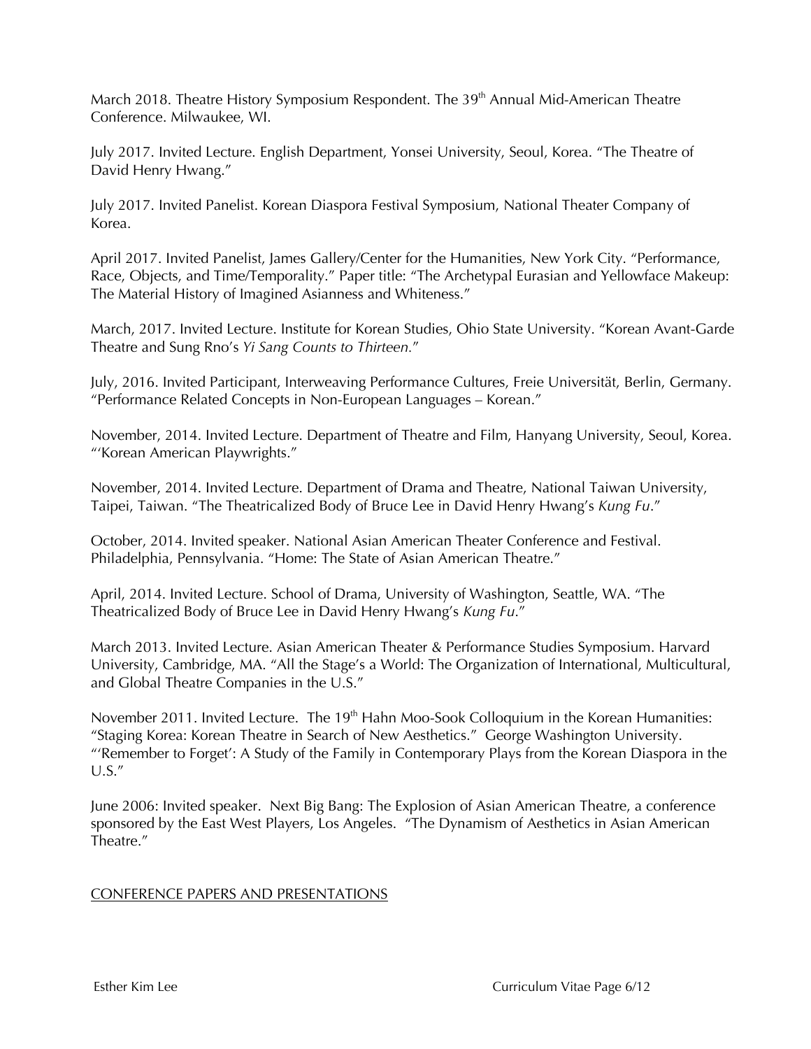March 2018. Theatre History Symposium Respondent. The 39th Annual Mid-American Theatre Conference. Milwaukee, WI.

July 2017. Invited Lecture. English Department, Yonsei University, Seoul, Korea. "The Theatre of David Henry Hwang."

July 2017. Invited Panelist. Korean Diaspora Festival Symposium, National Theater Company of Korea.

April 2017. Invited Panelist, James Gallery/Center for the Humanities, New York City. "Performance, Race, Objects, and Time/Temporality." Paper title: "The Archetypal Eurasian and Yellowface Makeup: The Material History of Imagined Asianness and Whiteness."

March, 2017. Invited Lecture. Institute for Korean Studies, Ohio State University. "Korean Avant-Garde Theatre and Sung Rno's *Yi Sang Counts to Thirteen.*"

July, 2016. Invited Participant, Interweaving Performance Cultures, Freie Universität, Berlin, Germany. "Performance Related Concepts in Non-European Languages – Korean."

November, 2014. Invited Lecture. Department of Theatre and Film, Hanyang University, Seoul, Korea. "'Korean American Playwrights."

November, 2014. Invited Lecture. Department of Drama and Theatre, National Taiwan University, Taipei, Taiwan. "The Theatricalized Body of Bruce Lee in David Henry Hwang's *Kung Fu*."

October, 2014. Invited speaker. National Asian American Theater Conference and Festival. Philadelphia, Pennsylvania. "Home: The State of Asian American Theatre."

April, 2014. Invited Lecture. School of Drama, University of Washington, Seattle, WA. "The Theatricalized Body of Bruce Lee in David Henry Hwang's *Kung Fu*."

March 2013. Invited Lecture. Asian American Theater & Performance Studies Symposium. Harvard University, Cambridge, MA. "All the Stage's a World: The Organization of International, Multicultural, and Global Theatre Companies in the U.S."

November 2011. Invited Lecture. The 19th Hahn Moo-Sook Colloquium in the Korean Humanities: "Staging Korea: Korean Theatre in Search of New Aesthetics." George Washington University. "'Remember to Forget': A Study of the Family in Contemporary Plays from the Korean Diaspora in the U.S."

June 2006: Invited speaker. Next Big Bang: The Explosion of Asian American Theatre, a conference sponsored by the East West Players, Los Angeles. "The Dynamism of Aesthetics in Asian American Theatre."

## CONFERENCE PAPERS AND PRESENTATIONS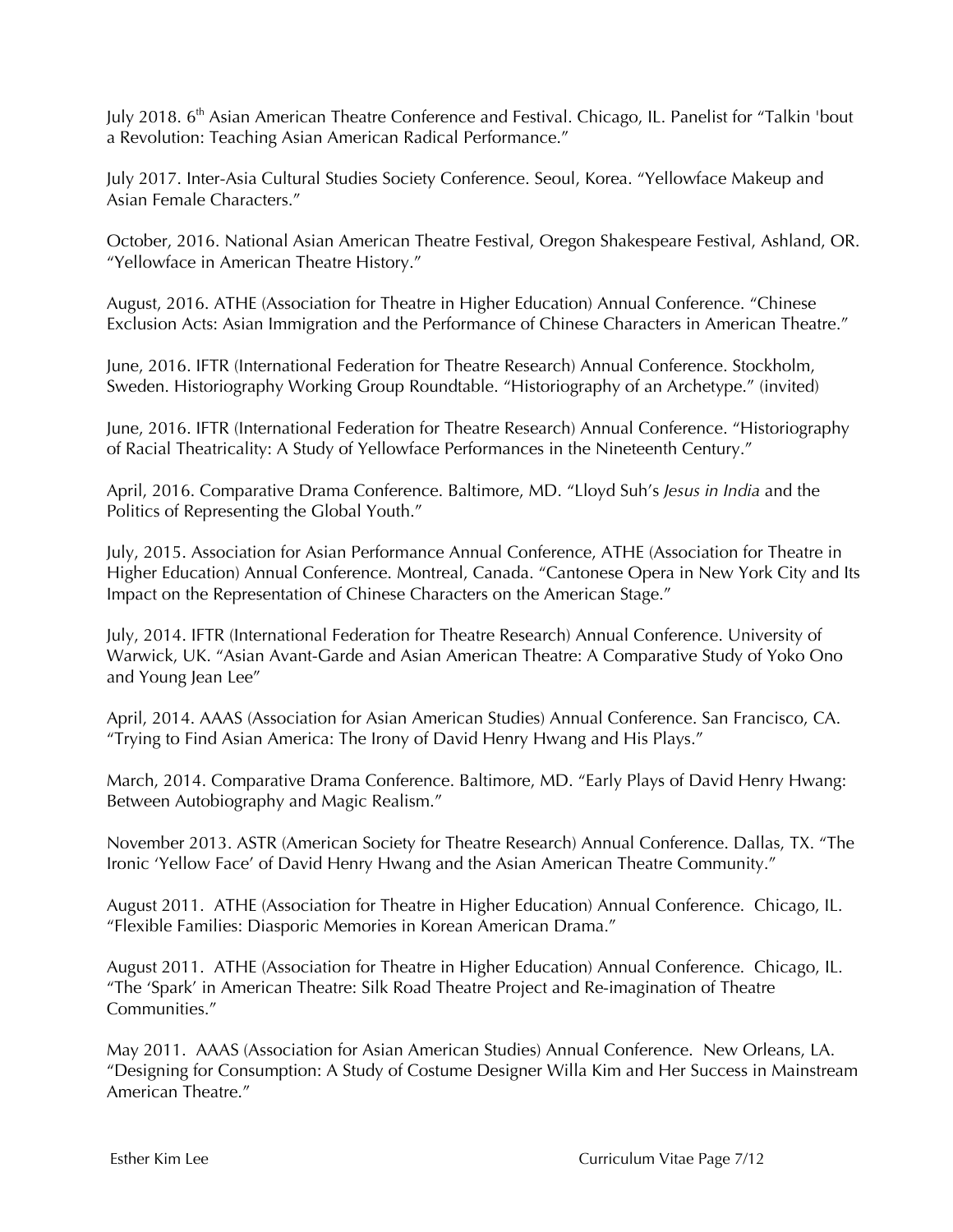July 2018. 6th Asian American Theatre Conference and Festival. Chicago, IL. Panelist for "Talkin 'bout a Revolution: Teaching Asian American Radical Performance."

July 2017. Inter-Asia Cultural Studies Society Conference. Seoul, Korea. "Yellowface Makeup and Asian Female Characters."

October, 2016. National Asian American Theatre Festival, Oregon Shakespeare Festival, Ashland, OR. "Yellowface in American Theatre History."

August, 2016. ATHE (Association for Theatre in Higher Education) Annual Conference. "Chinese Exclusion Acts: Asian Immigration and the Performance of Chinese Characters in American Theatre."

June, 2016. IFTR (International Federation for Theatre Research) Annual Conference. Stockholm, Sweden. Historiography Working Group Roundtable. "Historiography of an Archetype." (invited)

June, 2016. IFTR (International Federation for Theatre Research) Annual Conference. "Historiography of Racial Theatricality: A Study of Yellowface Performances in the Nineteenth Century."

April, 2016. Comparative Drama Conference. Baltimore, MD. "Lloyd Suh's *Jesus in India* and the Politics of Representing the Global Youth."

July, 2015. Association for Asian Performance Annual Conference, ATHE (Association for Theatre in Higher Education) Annual Conference. Montreal, Canada. "Cantonese Opera in New York City and Its Impact on the Representation of Chinese Characters on the American Stage."

July, 2014. IFTR (International Federation for Theatre Research) Annual Conference. University of Warwick, UK. "Asian Avant-Garde and Asian American Theatre: A Comparative Study of Yoko Ono and Young Jean Lee"

April, 2014. AAAS (Association for Asian American Studies) Annual Conference. San Francisco, CA. "Trying to Find Asian America: The Irony of David Henry Hwang and His Plays."

March, 2014. Comparative Drama Conference. Baltimore, MD. "Early Plays of David Henry Hwang: Between Autobiography and Magic Realism."

November 2013. ASTR (American Society for Theatre Research) Annual Conference. Dallas, TX. "The Ironic 'Yellow Face' of David Henry Hwang and the Asian American Theatre Community."

August 2011. ATHE (Association for Theatre in Higher Education) Annual Conference. Chicago, IL. "Flexible Families: Diasporic Memories in Korean American Drama."

August 2011. ATHE (Association for Theatre in Higher Education) Annual Conference. Chicago, IL. "The 'Spark' in American Theatre: Silk Road Theatre Project and Re-imagination of Theatre Communities."

May 2011. AAAS (Association for Asian American Studies) Annual Conference. New Orleans, LA. "Designing for Consumption: A Study of Costume Designer Willa Kim and Her Success in Mainstream American Theatre."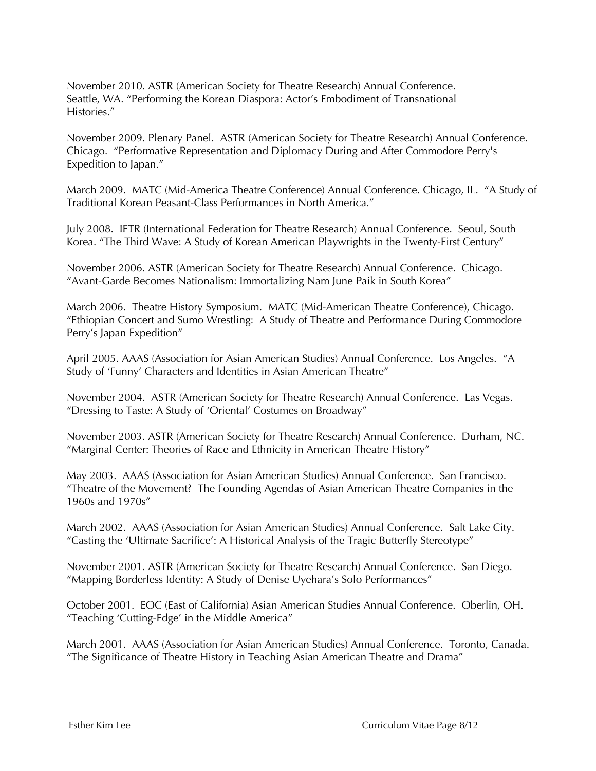November 2010. ASTR (American Society for Theatre Research) Annual Conference. Seattle, WA. "Performing the Korean Diaspora: Actor's Embodiment of Transnational Histories."

November 2009. Plenary Panel. ASTR (American Society for Theatre Research) Annual Conference. Chicago. "Performative Representation and Diplomacy During and After Commodore Perry's Expedition to Japan."

March 2009. MATC (Mid-America Theatre Conference) Annual Conference. Chicago, IL. "A Study of Traditional Korean Peasant-Class Performances in North America."

July 2008. IFTR (International Federation for Theatre Research) Annual Conference. Seoul, South Korea. "The Third Wave: A Study of Korean American Playwrights in the Twenty-First Century"

November 2006. ASTR (American Society for Theatre Research) Annual Conference. Chicago. "Avant-Garde Becomes Nationalism: Immortalizing Nam June Paik in South Korea"

March 2006. Theatre History Symposium. MATC (Mid-American Theatre Conference), Chicago. "Ethiopian Concert and Sumo Wrestling: A Study of Theatre and Performance During Commodore Perry's Japan Expedition"

April 2005. AAAS (Association for Asian American Studies) Annual Conference. Los Angeles. "A Study of 'Funny' Characters and Identities in Asian American Theatre"

November 2004. ASTR (American Society for Theatre Research) Annual Conference. Las Vegas. "Dressing to Taste: A Study of 'Oriental' Costumes on Broadway"

November 2003. ASTR (American Society for Theatre Research) Annual Conference. Durham, NC. "Marginal Center: Theories of Race and Ethnicity in American Theatre History"

May 2003. AAAS (Association for Asian American Studies) Annual Conference. San Francisco. "Theatre of the Movement? The Founding Agendas of Asian American Theatre Companies in the 1960s and 1970s"

March 2002. AAAS (Association for Asian American Studies) Annual Conference. Salt Lake City. "Casting the 'Ultimate Sacrifice': A Historical Analysis of the Tragic Butterfly Stereotype"

November 2001. ASTR (American Society for Theatre Research) Annual Conference. San Diego. "Mapping Borderless Identity: A Study of Denise Uyehara's Solo Performances"

October 2001. EOC (East of California) Asian American Studies Annual Conference. Oberlin, OH. "Teaching 'Cutting-Edge' in the Middle America"

March 2001. AAAS (Association for Asian American Studies) Annual Conference. Toronto, Canada. "The Significance of Theatre History in Teaching Asian American Theatre and Drama"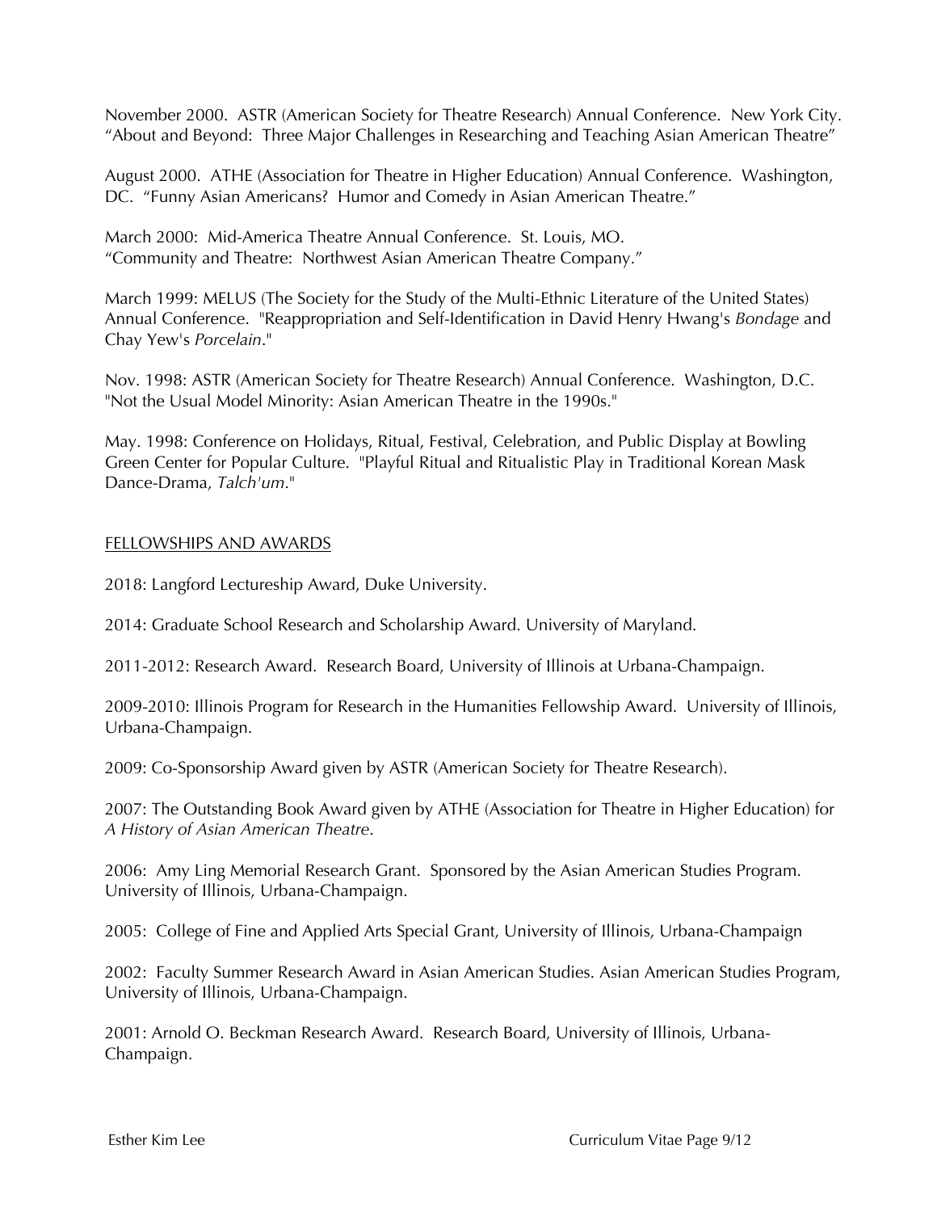November 2000. ASTR (American Society for Theatre Research) Annual Conference. New York City. "About and Beyond: Three Major Challenges in Researching and Teaching Asian American Theatre"

August 2000. ATHE (Association for Theatre in Higher Education) Annual Conference. Washington, DC. "Funny Asian Americans? Humor and Comedy in Asian American Theatre."

March 2000: Mid-America Theatre Annual Conference. St. Louis, MO. "Community and Theatre: Northwest Asian American Theatre Company."

March 1999: MELUS (The Society for the Study of the Multi-Ethnic Literature of the United States) Annual Conference. "Reappropriation and Self-Identification in David Henry Hwang's *Bondage* and Chay Yew's *Porcelain*."

Nov. 1998: ASTR (American Society for Theatre Research) Annual Conference. Washington, D.C. "Not the Usual Model Minority: Asian American Theatre in the 1990s."

May. 1998: Conference on Holidays, Ritual, Festival, Celebration, and Public Display at Bowling Green Center for Popular Culture. "Playful Ritual and Ritualistic Play in Traditional Korean Mask Dance-Drama, *Talch'um*."

## FELLOWSHIPS AND AWARDS

2018: Langford Lectureship Award, Duke University.

2014: Graduate School Research and Scholarship Award. University of Maryland.

2011-2012: Research Award. Research Board, University of Illinois at Urbana-Champaign.

2009-2010: Illinois Program for Research in the Humanities Fellowship Award. University of Illinois, Urbana-Champaign.

2009: Co-Sponsorship Award given by ASTR (American Society for Theatre Research).

2007: The Outstanding Book Award given by ATHE (Association for Theatre in Higher Education) for *A History of Asian American Theatre*.

2006: Amy Ling Memorial Research Grant. Sponsored by the Asian American Studies Program. University of Illinois, Urbana-Champaign.

2005: College of Fine and Applied Arts Special Grant, University of Illinois, Urbana-Champaign

2002: Faculty Summer Research Award in Asian American Studies. Asian American Studies Program, University of Illinois, Urbana-Champaign.

2001: Arnold O. Beckman Research Award. Research Board, University of Illinois, Urbana-Champaign.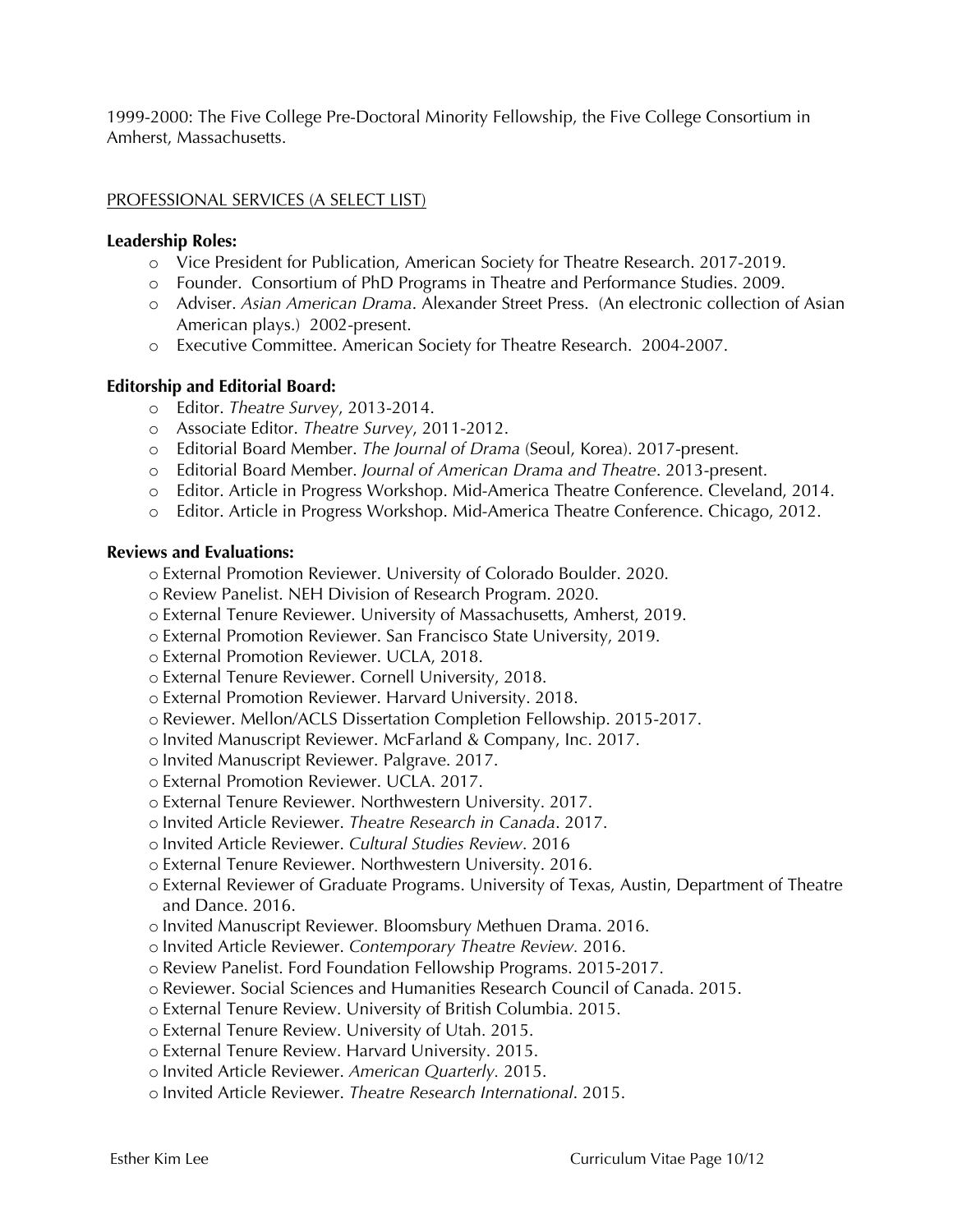1999-2000: The Five College Pre-Doctoral Minority Fellowship, the Five College Consortium in Amherst, Massachusetts.

## PROFESSIONAL SERVICES (A SELECT LIST)

**Leadership Roles:**

- Vice President for Publication, American Society for Theatre Research. 2017-2019.
- Founder. Consortium of PhD Programs in Theatre and Performance Studies. 2009.
- Adviser. *Asian American Drama*. Alexander Street Press. (An electronic collection of Asian American plays.) 2002-present.
- Executive Committee. American Society for Theatre Research. 2004-2007.

**Editorship and Editorial Board:**

- Editor. *Theatre Survey*, 2013-2014.
- Associate Editor. *Theatre Survey*, 2011-2012.
- Editorial Board Member. *The Journal of Drama* (Seoul, Korea). 2017-present.
- Editorial Board Member. *Journal of American Drama and Theatre*. 2013-present.
- Editor. Article in Progress Workshop. Mid-America Theatre Conference. Cleveland, 2014.
- Editor. Article in Progress Workshop. Mid-America Theatre Conference. Chicago, 2012.

**Reviews and Evaluations:**

- External Promotion Reviewer. University of Colorado Boulder. 2020.
- Review Panelist. NEH Division of Research Program. 2020.
- External Tenure Reviewer. University of Massachusetts, Amherst, 2019.
- External Promotion Reviewer. San Francisco State University, 2019.
- External Promotion Reviewer. UCLA, 2018.
- External Tenure Reviewer. Cornell University, 2018.
- External Promotion Reviewer. Harvard University. 2018.
- Reviewer. Mellon/ACLS Dissertation Completion Fellowship. 2015-2017.
- Invited Manuscript Reviewer. McFarland & Company, Inc. 2017.
- Invited Manuscript Reviewer. Palgrave. 2017.
- External Promotion Reviewer. UCLA. 2017.
- External Tenure Reviewer. Northwestern University. 2017.
- Invited Article Reviewer. *Theatre Research in Canada*. 2017.
- Invited Article Reviewer. *Cultural Studies Review*. 2016
- External Tenure Reviewer. Northwestern University. 2016.
- External Reviewer of Graduate Programs. University of Texas, Austin, Department of Theatre and Dance. 2016.
- Invited Manuscript Reviewer. Bloomsbury Methuen Drama. 2016.
- Invited Article Reviewer. *Contemporary Theatre Review.* 2016.
- Review Panelist. Ford Foundation Fellowship Programs. 2015-2017.
- Reviewer. Social Sciences and Humanities Research Council of Canada. 2015.
- External Tenure Review. University of British Columbia. 2015.
- External Tenure Review. University of Utah. 2015.
- External Tenure Review. Harvard University. 2015.
- Invited Article Reviewer. *American Quarterly.* 2015.
- Invited Article Reviewer. *Theatre Research International*. 2015.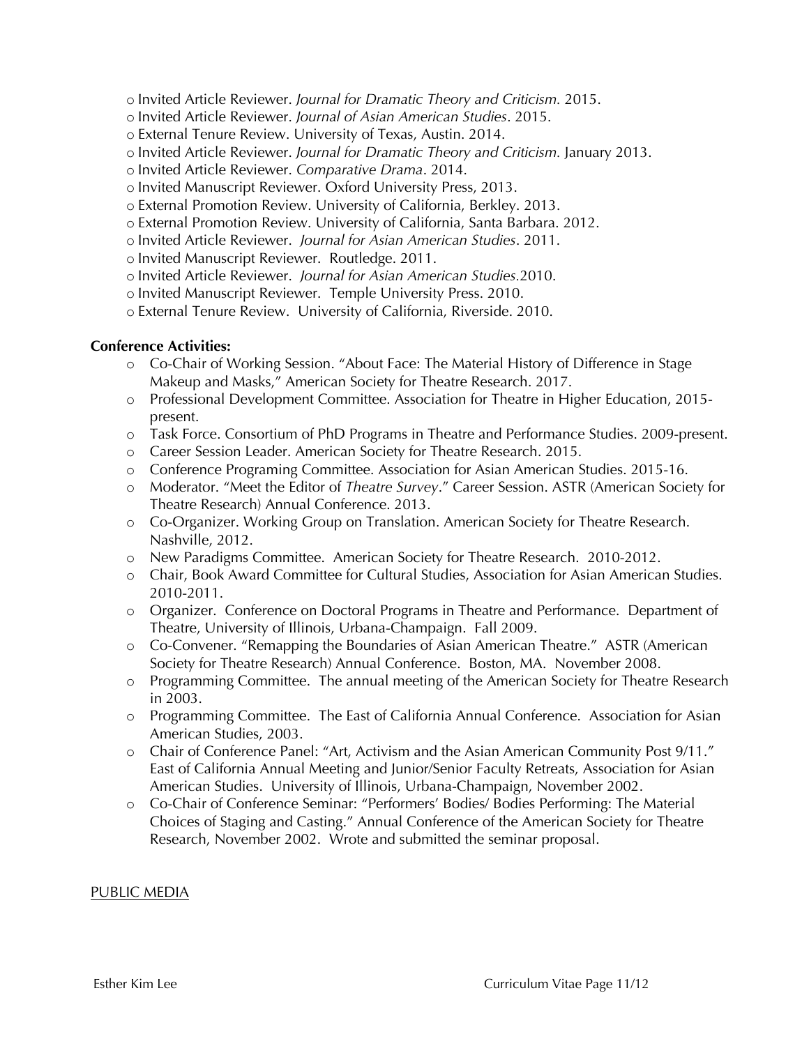- Invited Article Reviewer. *Journal for Dramatic Theory and Criticism.* 2015.
- Invited Article Reviewer. *Journal of Asian American Studies*. 2015.
- External Tenure Review. University of Texas, Austin. 2014.
- Invited Article Reviewer. *Journal for Dramatic Theory and Criticism.* January 2013.
- Invited Article Reviewer. *Comparative Drama*. 2014.
- Invited Manuscript Reviewer. Oxford University Press, 2013.
- External Promotion Review. University of California, Berkley. 2013.
- External Promotion Review. University of California, Santa Barbara. 2012.
- Invited Article Reviewer. *Journal for Asian American Studies*. 2011.
- Invited Manuscript Reviewer. Routledge. 2011.
- Invited Article Reviewer. *Journal for Asian American Studies*.2010.
- Invited Manuscript Reviewer. Temple University Press. 2010.
- External Tenure Review. University of California, Riverside. 2010.

**Conference Activities:**

- Co-Chair of Working Session. "About Face: The Material History of Difference in Stage Makeup and Masks," American Society for Theatre Research. 2017.
- Professional Development Committee. Association for Theatre in Higher Education, 2015-present.
- Task Force. Consortium of PhD Programs in Theatre and Performance Studies. 2009-present.
- Career Session Leader. American Society for Theatre Research. 2015.
- Conference Programing Committee. Association for Asian American Studies. 2015-16.
- Moderator. "Meet the Editor of *Theatre Survey*." Career Session. ASTR (American Society for Theatre Research) Annual Conference. 2013.
- Co-Organizer. Working Group on Translation. American Society for Theatre Research. Nashville, 2012.
- New Paradigms Committee. American Society for Theatre Research. 2010-2012.
- Chair, Book Award Committee for Cultural Studies, Association for Asian American Studies. 2010-2011.
- Organizer. Conference on Doctoral Programs in Theatre and Performance. Department of Theatre, University of Illinois, Urbana-Champaign. Fall 2009.
- Co-Convener. "Remapping the Boundaries of Asian American Theatre." ASTR (American Society for Theatre Research) Annual Conference. Boston, MA. November 2008.
- Programming Committee. The annual meeting of the American Society for Theatre Research in 2003.
- Programming Committee. The East of California Annual Conference. Association for Asian American Studies, 2003.
- Chair of Conference Panel: "Art, Activism and the Asian American Community Post 9/11." East of California Annual Meeting and Junior/Senior Faculty Retreats, Association for Asian American Studies. University of Illinois, Urbana-Champaign, November 2002.
- Co-Chair of Conference Seminar: "Performers' Bodies/ Bodies Performing: The Material Choices of Staging and Casting." Annual Conference of the American Society for Theatre Research, November 2002. Wrote and submitted the seminar proposal.

PUBLIC MEDIA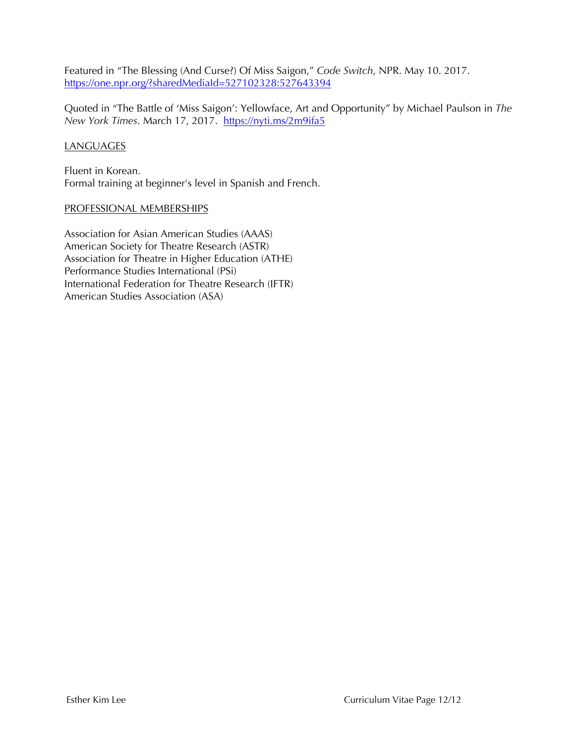Featured in "The Blessing (And Curse?) Of Miss Saigon," *Code Switch*, NPR. May 10. 2017. https://one.npr.org/?sharedMediaId=527102328:527643394

Quoted in "The Battle of 'Miss Saigon': Yellowface, Art and Opportunity" by Michael Paulson in *The New York Times*. March 17, 2017. https://nyti.ms/2m9ifa5

## LANGUAGES

Fluent in Korean.
Formal training at beginner's level in Spanish and French.

## PROFESSIONAL MEMBERSHIPS

Association for Asian American Studies (AAAS)
American Society for Theatre Research (ASTR)
Association for Theatre in Higher Education (ATHE)
Performance Studies International (PSi)
International Federation for Theatre Research (IFTR)
American Studies Association (ASA)